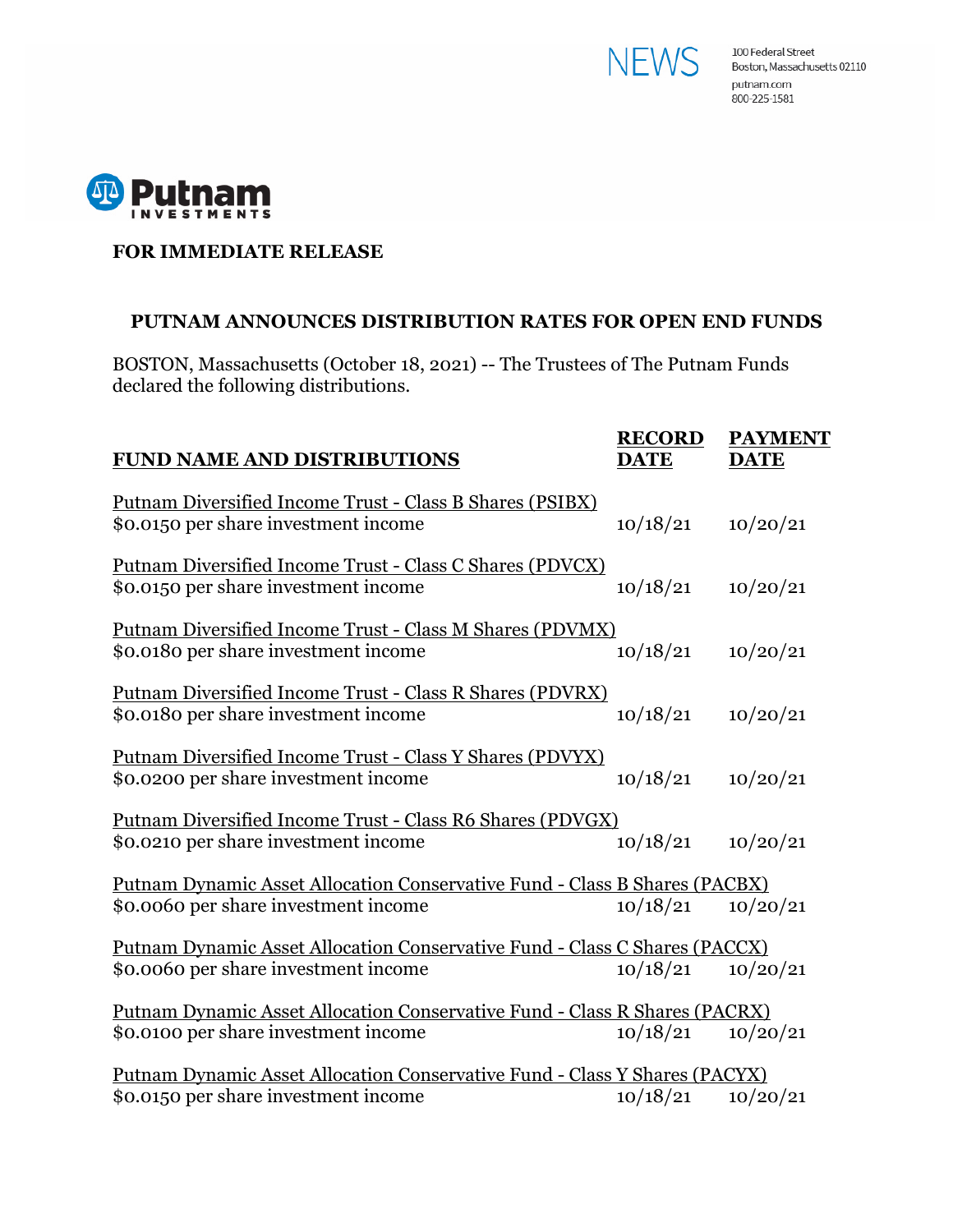NEWS

100 Federal Street
Boston, Massachusetts 02110
putnam.com
800-225-1581

Putnam INVESTMENTS

**FOR IMMEDIATE RELEASE**

## PUTNAM ANNOUNCES DISTRIBUTION RATES FOR OPEN END FUNDS

BOSTON, Massachusetts (October 18, 2021) -- The Trustees of The Putnam Funds declared the following distributions.

| FUND NAME AND DISTRIBUTIONS | RECORD DATE | PAYMENT DATE |
|---|---|---|
| Putnam Diversified Income Trust - Class B Shares (PSIBX)<br>$0.0150 per share investment income | 10/18/21 | 10/20/21 |
| Putnam Diversified Income Trust - Class C Shares (PDVCX)<br>$0.0150 per share investment income | 10/18/21 | 10/20/21 |
| Putnam Diversified Income Trust - Class M Shares (PDVMX)<br>$0.0180 per share investment income | 10/18/21 | 10/20/21 |
| Putnam Diversified Income Trust - Class R Shares (PDVRX)<br>$0.0180 per share investment income | 10/18/21 | 10/20/21 |
| Putnam Diversified Income Trust - Class Y Shares (PDVYX)<br>$0.0200 per share investment income | 10/18/21 | 10/20/21 |
| Putnam Diversified Income Trust - Class R6 Shares (PDVGX)<br>$0.0210 per share investment income | 10/18/21 | 10/20/21 |
| Putnam Dynamic Asset Allocation Conservative Fund - Class B Shares (PACBX)<br>$0.0060 per share investment income | 10/18/21 | 10/20/21 |
| Putnam Dynamic Asset Allocation Conservative Fund - Class C Shares (PACCX)<br>$0.0060 per share investment income | 10/18/21 | 10/20/21 |
| Putnam Dynamic Asset Allocation Conservative Fund - Class R Shares (PACRX)<br>$0.0100 per share investment income | 10/18/21 | 10/20/21 |
| Putnam Dynamic Asset Allocation Conservative Fund - Class Y Shares (PACYX)<br>$0.0150 per share investment income | 10/18/21 | 10/20/21 |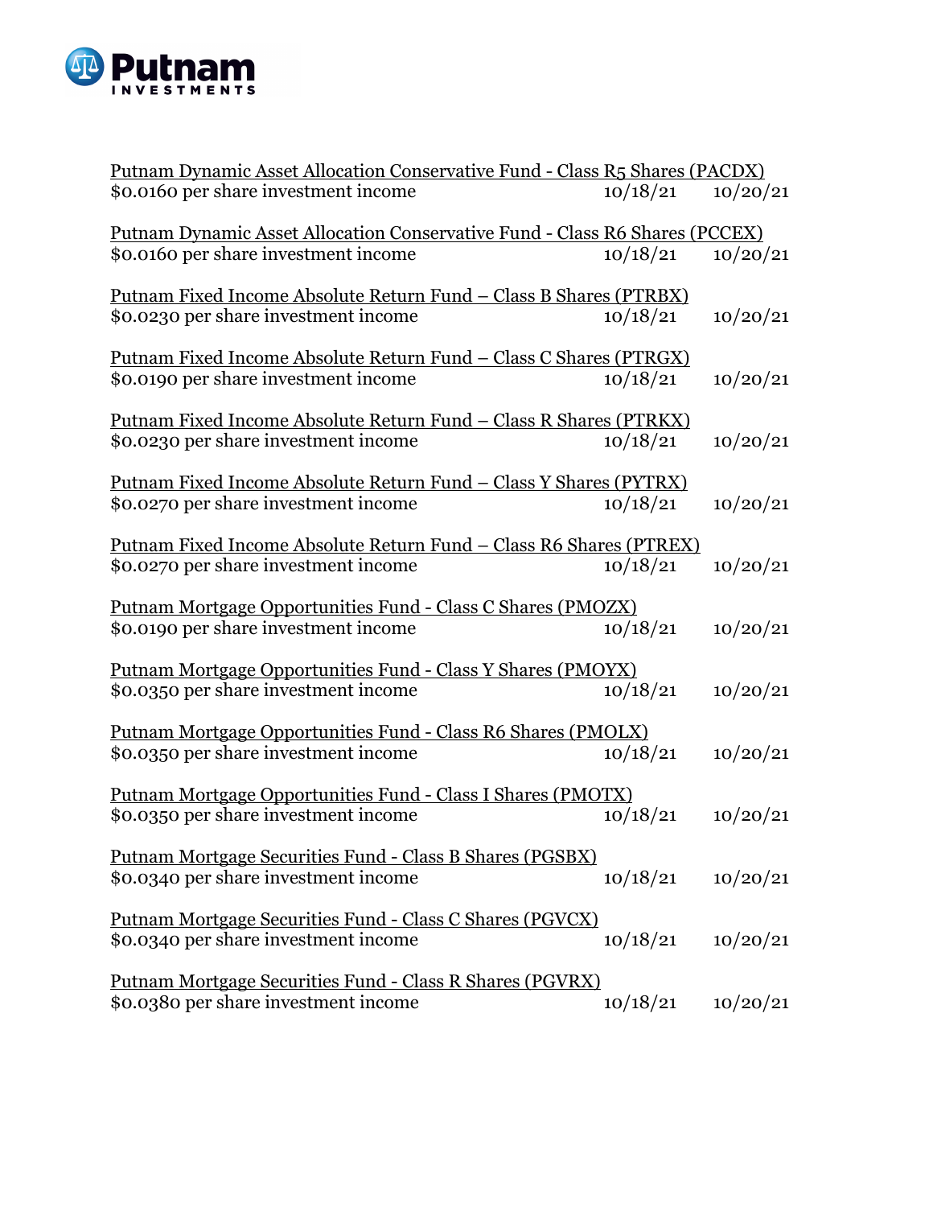Putnam Dynamic Asset Allocation Conservative Fund - Class R5 Shares (PACDX)
$0.0160 per share investment income 10/18/21 10/20/21

Putnam Dynamic Asset Allocation Conservative Fund - Class R6 Shares (PCCEX)
$0.0160 per share investment income 10/18/21 10/20/21

Putnam Fixed Income Absolute Return Fund – Class B Shares (PTRBX)
$0.0230 per share investment income 10/18/21 10/20/21

Putnam Fixed Income Absolute Return Fund – Class C Shares (PTRGX)
$0.0190 per share investment income 10/18/21 10/20/21

Putnam Fixed Income Absolute Return Fund – Class R Shares (PTRKX)
$0.0230 per share investment income 10/18/21 10/20/21

Putnam Fixed Income Absolute Return Fund – Class Y Shares (PYTRX)
$0.0270 per share investment income 10/18/21 10/20/21

Putnam Fixed Income Absolute Return Fund – Class R6 Shares (PTREX)
$0.0270 per share investment income 10/18/21 10/20/21

Putnam Mortgage Opportunities Fund - Class C Shares (PMOZX)
$0.0190 per share investment income 10/18/21 10/20/21

Putnam Mortgage Opportunities Fund - Class Y Shares (PMOYX)
$0.0350 per share investment income 10/18/21 10/20/21

Putnam Mortgage Opportunities Fund - Class R6 Shares (PMOLX)
$0.0350 per share investment income 10/18/21 10/20/21

Putnam Mortgage Opportunities Fund - Class I Shares (PMOTX)
$0.0350 per share investment income 10/18/21 10/20/21

Putnam Mortgage Securities Fund - Class B Shares (PGSBX)
$0.0340 per share investment income 10/18/21 10/20/21

Putnam Mortgage Securities Fund - Class C Shares (PGVCX)
$0.0340 per share investment income 10/18/21 10/20/21

Putnam Mortgage Securities Fund - Class R Shares (PGVRX)
$0.0380 per share investment income 10/18/21 10/20/21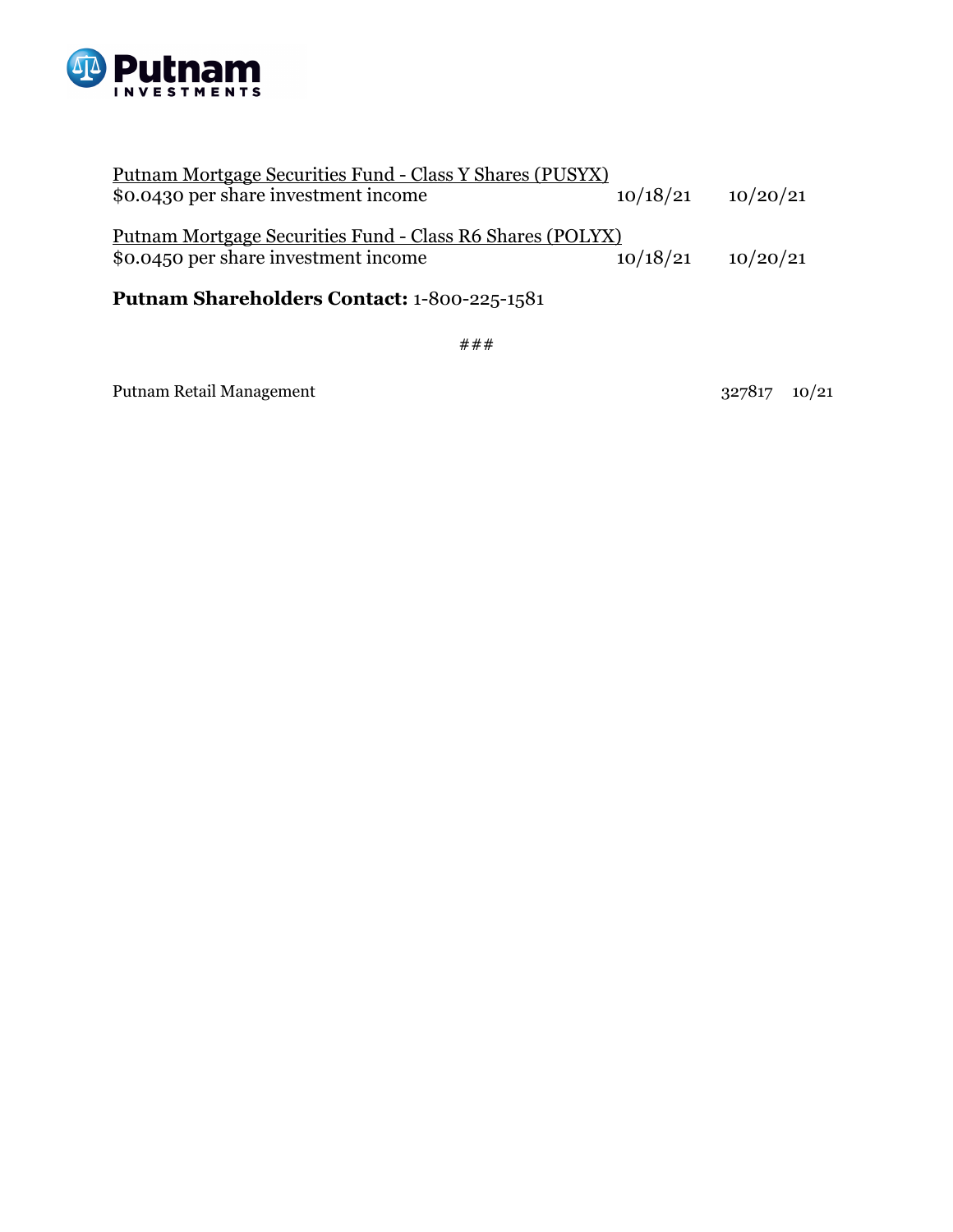Putnam Mortgage Securities Fund - Class Y Shares (PUSYX)
$0.0430 per share investment income 10/18/21 10/20/21

Putnam Mortgage Securities Fund - Class R6 Shares (POLYX)
$0.0450 per share investment income 10/18/21 10/20/21

**Putnam Shareholders Contact:** 1-800-225-1581

###

Putnam Retail Management 327817 10/21